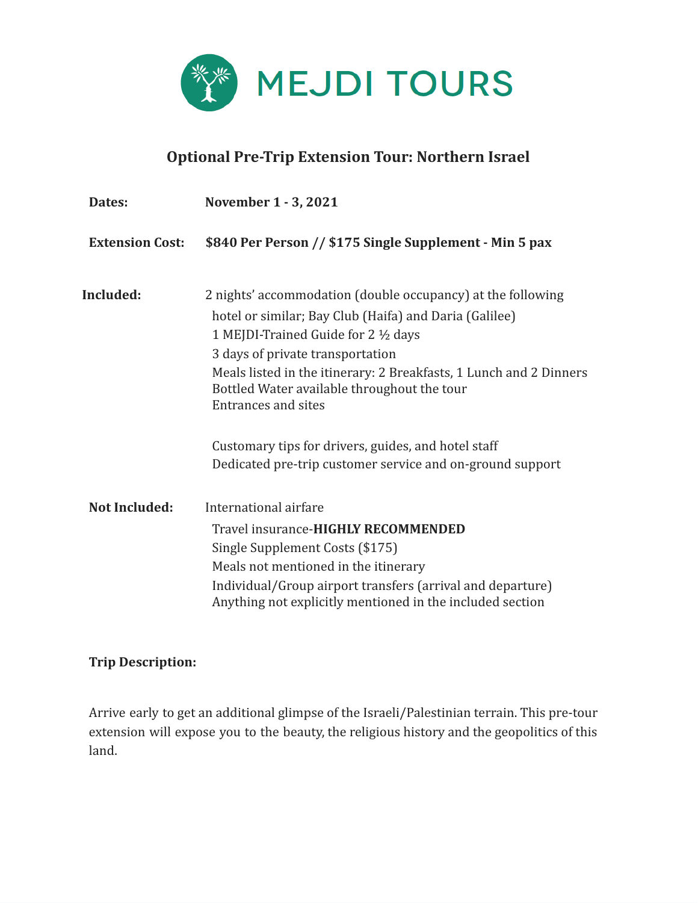MEJDI TOURS

# Optional Pre-Trip Extension Tour: Northern Israel

**Dates:** **November 1 - 3, 2021**

**Extension Cost:** **$840 Per Person // $175 Single Supplement - Min 5 pax**

**Included:**

- 2 nights' accommodation (double occupancy) at the following hotel or similar; Bay Club (Haifa) and Daria (Galilee)
- 1 MEJDI-Trained Guide for 2 ½ days
- 3 days of private transportation
- Meals listed in the itinerary: 2 Breakfasts, 1 Lunch and 2 Dinners
- Bottled Water available throughout the tour
- Entrances and sites
- Customary tips for drivers, guides, and hotel staff
- Dedicated pre-trip customer service and on-ground support

**Not Included:**

- International airfare
- Travel insurance-**HIGHLY RECOMMENDED**
- Single Supplement Costs ($175)
- Meals not mentioned in the itinerary
- Individual/Group airport transfers (arrival and departure)
- Anything not explicitly mentioned in the included section

**Trip Description:**

Arrive early to get an additional glimpse of the Israeli/Palestinian terrain. This pre-tour extension will expose you to the beauty, the religious history and the geopolitics of this land.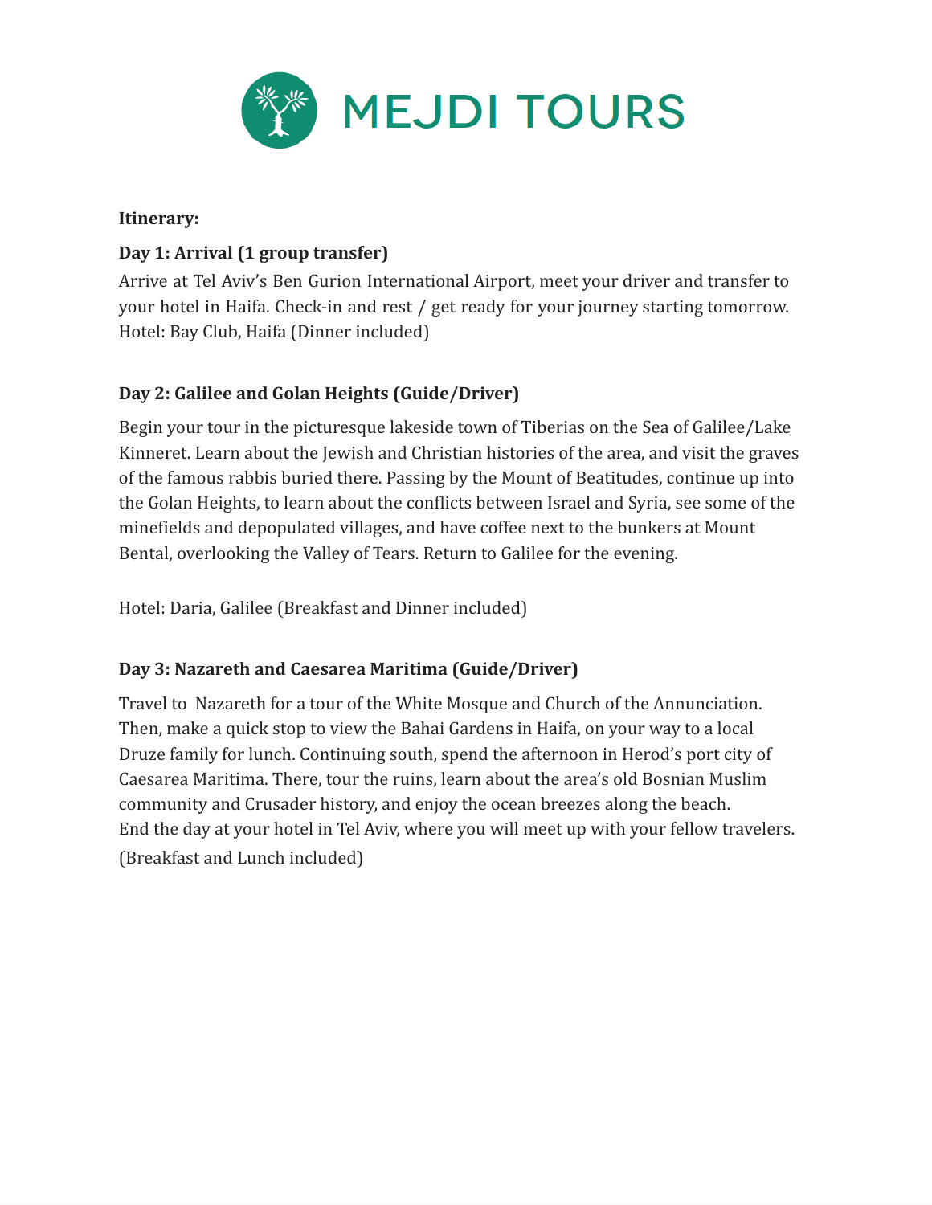MEJDI TOURS

**Itinerary:**

**Day 1: Arrival (1 group transfer)**

Arrive at Tel Aviv's Ben Gurion International Airport, meet your driver and transfer to your hotel in Haifa. Check-in and rest / get ready for your journey starting tomorrow. Hotel: Bay Club, Haifa (Dinner included)

**Day 2: Galilee and Golan Heights (Guide/Driver)**

Begin your tour in the picturesque lakeside town of Tiberias on the Sea of Galilee/Lake Kinneret. Learn about the Jewish and Christian histories of the area, and visit the graves of the famous rabbis buried there. Passing by the Mount of Beatitudes, continue up into the Golan Heights, to learn about the conflicts between Israel and Syria, see some of the minefields and depopulated villages, and have coffee next to the bunkers at Mount Bental, overlooking the Valley of Tears. Return to Galilee for the evening.

Hotel: Daria, Galilee (Breakfast and Dinner included)

**Day 3: Nazareth and Caesarea Maritima (Guide/Driver)**

Travel to Nazareth for a tour of the White Mosque and Church of the Annunciation. Then, make a quick stop to view the Bahai Gardens in Haifa, on your way to a local Druze family for lunch. Continuing south, spend the afternoon in Herod's port city of Caesarea Maritima. There, tour the ruins, learn about the area's old Bosnian Muslim community and Crusader history, and enjoy the ocean breezes along the beach. End the day at your hotel in Tel Aviv, where you will meet up with your fellow travelers. (Breakfast and Lunch included)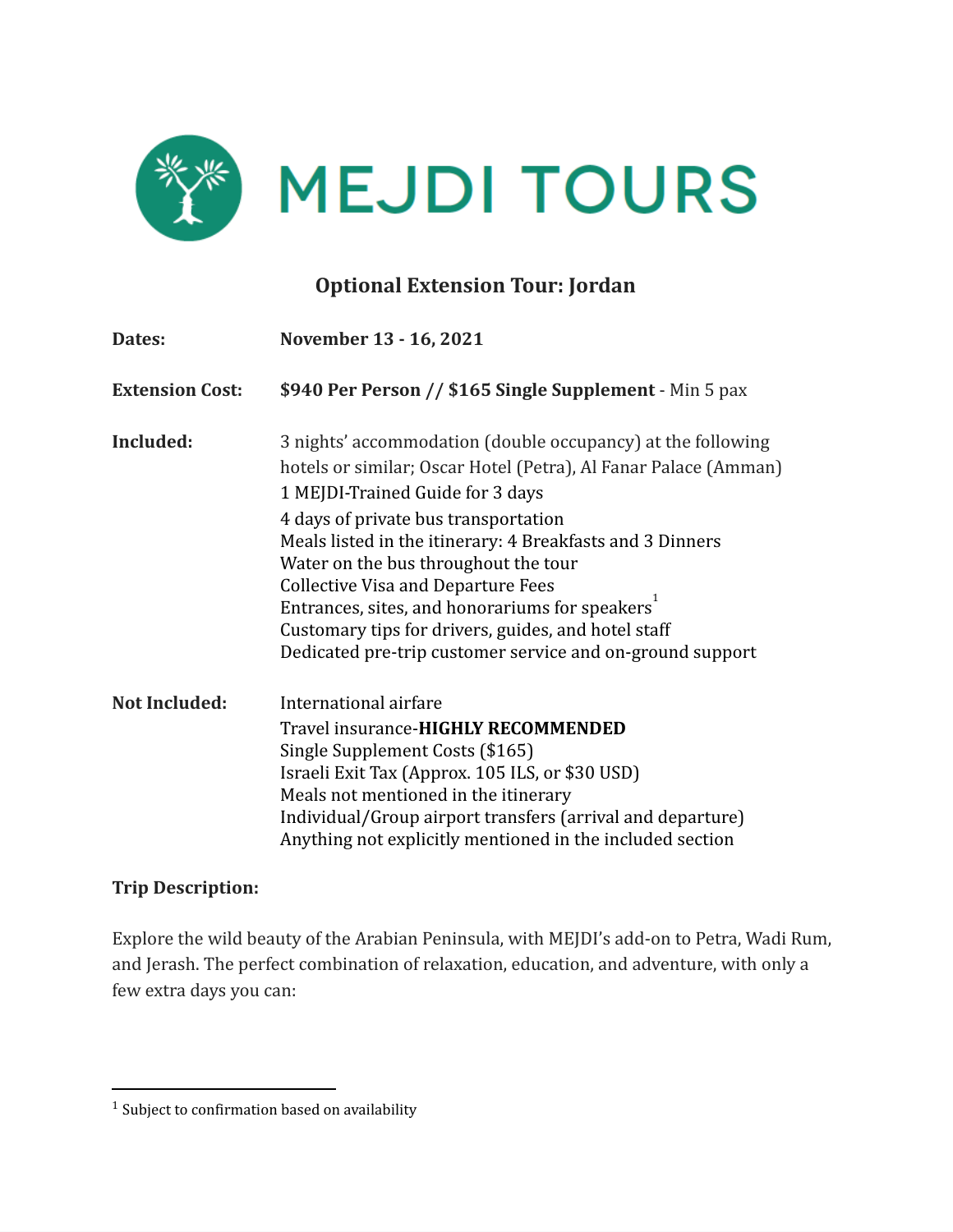MEJDI TOURS

## Optional Extension Tour: Jordan

| | |
|---|---|
| **Dates:** | **November 13 - 16, 2021** |
| **Extension Cost:** | **$940 Per Person // $165 Single Supplement** - Min 5 pax |
| **Included:** | 3 nights' accommodation (double occupancy) at the following hotels or similar; Oscar Hotel (Petra), Al Fanar Palace (Amman)<br>1 MEJDI-Trained Guide for 3 days<br>4 days of private bus transportation<br>Meals listed in the itinerary: 4 Breakfasts and 3 Dinners<br>Water on the bus throughout the tour<br>Collective Visa and Departure Fees<br>Entrances, sites, and honorariums for speakers[1]<br>Customary tips for drivers, guides, and hotel staff<br>Dedicated pre-trip customer service and on-ground support |
| **Not Included:** | International airfare<br>Travel insurance-**HIGHLY RECOMMENDED**<br>Single Supplement Costs ($165)<br>Israeli Exit Tax (Approx. 105 ILS, or $30 USD)<br>Meals not mentioned in the itinerary<br>Individual/Group airport transfers (arrival and departure)<br>Anything not explicitly mentioned in the included section |

**Trip Description:**

Explore the wild beauty of the Arabian Peninsula, with MEJDI's add-on to Petra, Wadi Rum, and Jerash. The perfect combination of relaxation, education, and adventure, with only a few extra days you can:

[1] Subject to confirmation based on availability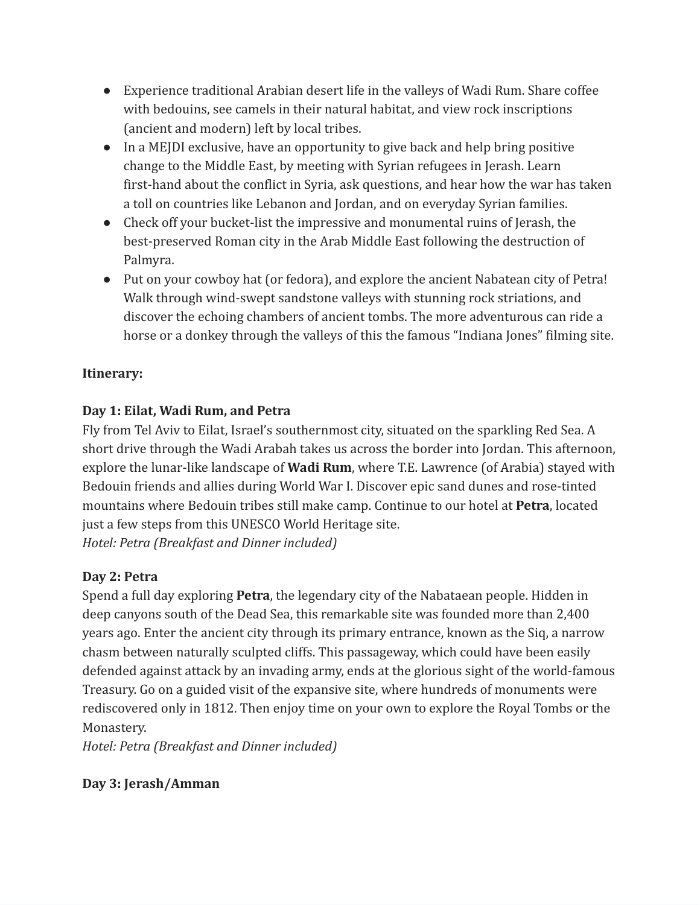- Experience traditional Arabian desert life in the valleys of Wadi Rum. Share coffee with bedouins, see camels in their natural habitat, and view rock inscriptions (ancient and modern) left by local tribes.
- In a MEJDI exclusive, have an opportunity to give back and help bring positive change to the Middle East, by meeting with Syrian refugees in Jerash. Learn first-hand about the conflict in Syria, ask questions, and hear how the war has taken a toll on countries like Lebanon and Jordan, and on everyday Syrian families.
- Check off your bucket-list the impressive and monumental ruins of Jerash, the best-preserved Roman city in the Arab Middle East following the destruction of Palmyra.
- Put on your cowboy hat (or fedora), and explore the ancient Nabatean city of Petra! Walk through wind-swept sandstone valleys with stunning rock striations, and discover the echoing chambers of ancient tombs. The more adventurous can ride a horse or a donkey through the valleys of this the famous "Indiana Jones" filming site.

**Itinerary:**

**Day 1: Eilat, Wadi Rum, and Petra**

Fly from Tel Aviv to Eilat, Israel's southernmost city, situated on the sparkling Red Sea. A short drive through the Wadi Arabah takes us across the border into Jordan. This afternoon, explore the lunar-like landscape of **Wadi Rum**, where T.E. Lawrence (of Arabia) stayed with Bedouin friends and allies during World War I. Discover epic sand dunes and rose-tinted mountains where Bedouin tribes still make camp. Continue to our hotel at **Petra**, located just a few steps from this UNESCO World Heritage site.
*Hotel: Petra (Breakfast and Dinner included)*

**Day 2: Petra**

Spend a full day exploring **Petra**, the legendary city of the Nabataean people. Hidden in deep canyons south of the Dead Sea, this remarkable site was founded more than 2,400 years ago. Enter the ancient city through its primary entrance, known as the Siq, a narrow chasm between naturally sculpted cliffs. This passageway, which could have been easily defended against attack by an invading army, ends at the glorious sight of the world-famous Treasury. Go on a guided visit of the expansive site, where hundreds of monuments were rediscovered only in 1812. Then enjoy time on your own to explore the Royal Tombs or the Monastery.
*Hotel: Petra (Breakfast and Dinner included)*

**Day 3: Jerash/Amman**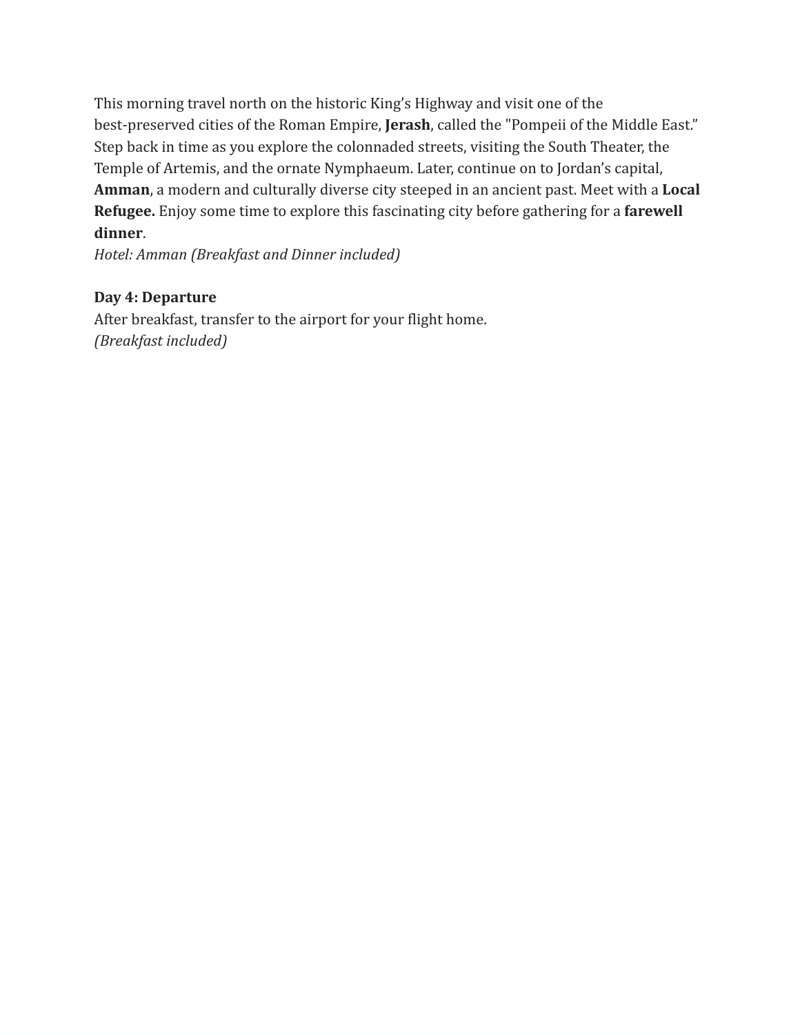This morning travel north on the historic King's Highway and visit one of the best-preserved cities of the Roman Empire, **Jerash**, called the "Pompeii of the Middle East." Step back in time as you explore the colonnaded streets, visiting the South Theater, the Temple of Artemis, and the ornate Nymphaeum. Later, continue on to Jordan's capital, **Amman**, a modern and culturally diverse city steeped in an ancient past. Meet with a **Local Refugee.** Enjoy some time to explore this fascinating city before gathering for a **farewell dinner**.
*Hotel: Amman (Breakfast and Dinner included)*

**Day 4: Departure**
After breakfast, transfer to the airport for your flight home.
*(Breakfast included)*